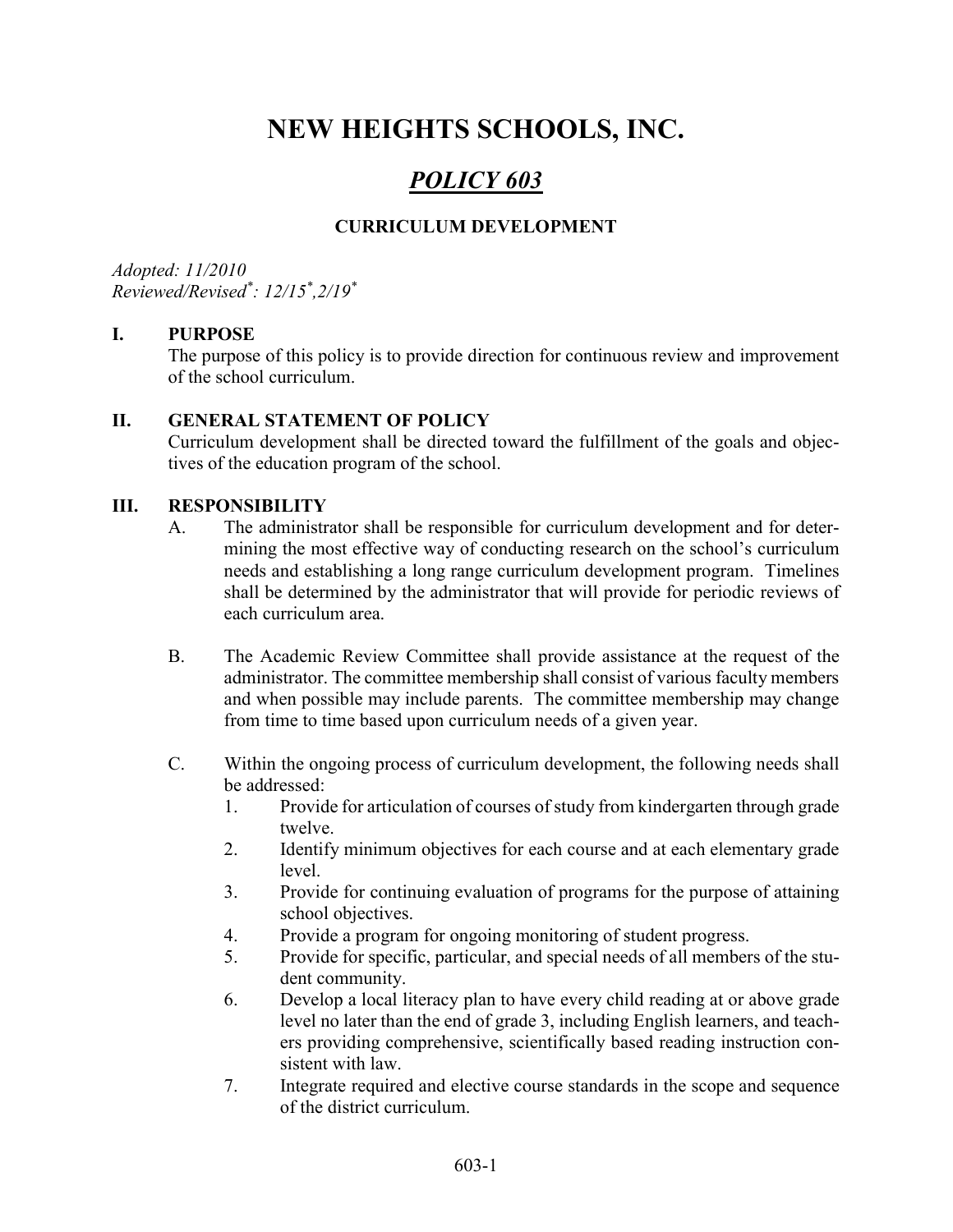# NEW HEIGHTS SCHOOLS, INC.

## *POLICY 603*

### CURRICULUM DEVELOPMENT

*Adopted: 11/2010*
*Reviewed/Revised\*: 12/15\*, 2/19\**

## I. PURPOSE

The purpose of this policy is to provide direction for continuous review and improvement of the school curriculum.

## II. GENERAL STATEMENT OF POLICY

Curriculum development shall be directed toward the fulfillment of the goals and objectives of the education program of the school.

## III. RESPONSIBILITY

A. The administrator shall be responsible for curriculum development and for determining the most effective way of conducting research on the school's curriculum needs and establishing a long range curriculum development program. Timelines shall be determined by the administrator that will provide for periodic reviews of each curriculum area.

B. The Academic Review Committee shall provide assistance at the request of the administrator. The committee membership shall consist of various faculty members and when possible may include parents. The committee membership may change from time to time based upon curriculum needs of a given year.

C. Within the ongoing process of curriculum development, the following needs shall be addressed:

1. Provide for articulation of courses of study from kindergarten through grade twelve.
2. Identify minimum objectives for each course and at each elementary grade level.
3. Provide for continuing evaluation of programs for the purpose of attaining school objectives.
4. Provide a program for ongoing monitoring of student progress.
5. Provide for specific, particular, and special needs of all members of the student community.
6. Develop a local literacy plan to have every child reading at or above grade level no later than the end of grade 3, including English learners, and teachers providing comprehensive, scientifically based reading instruction consistent with law.
7. Integrate required and elective course standards in the scope and sequence of the district curriculum.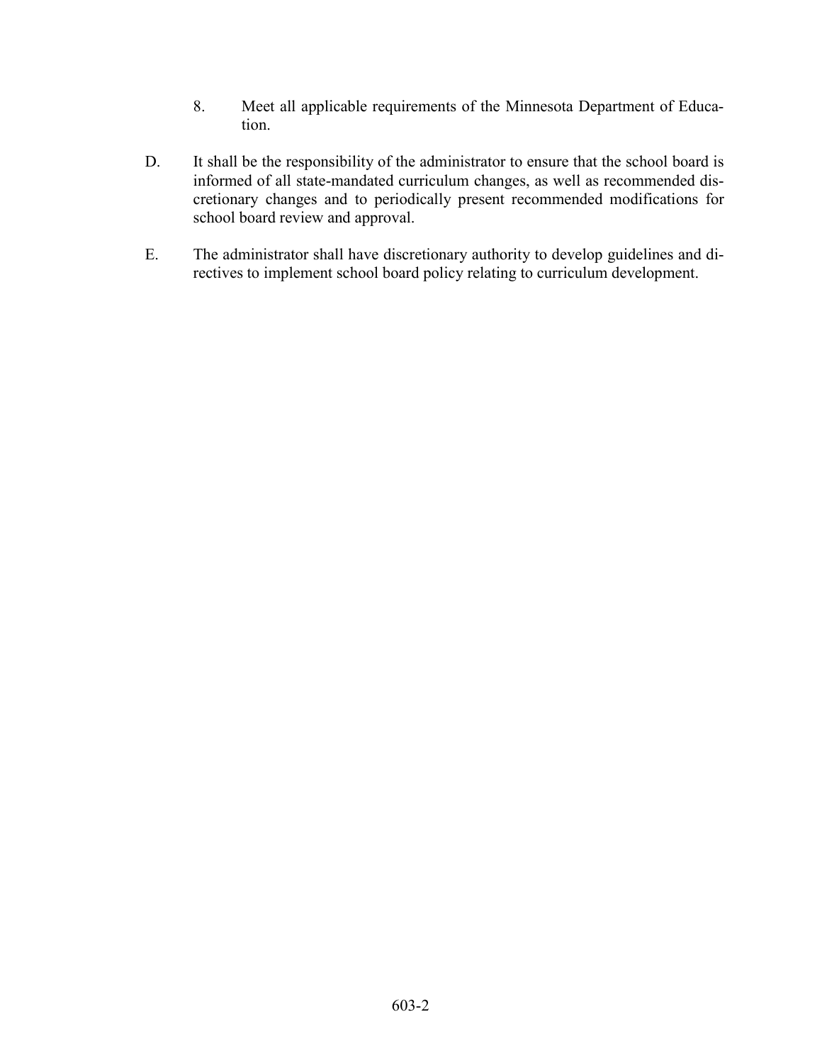8. Meet all applicable requirements of the Minnesota Department of Education.

D. It shall be the responsibility of the administrator to ensure that the school board is informed of all state-mandated curriculum changes, as well as recommended discretionary changes and to periodically present recommended modifications for school board review and approval.

E. The administrator shall have discretionary authority to develop guidelines and directives to implement school board policy relating to curriculum development.